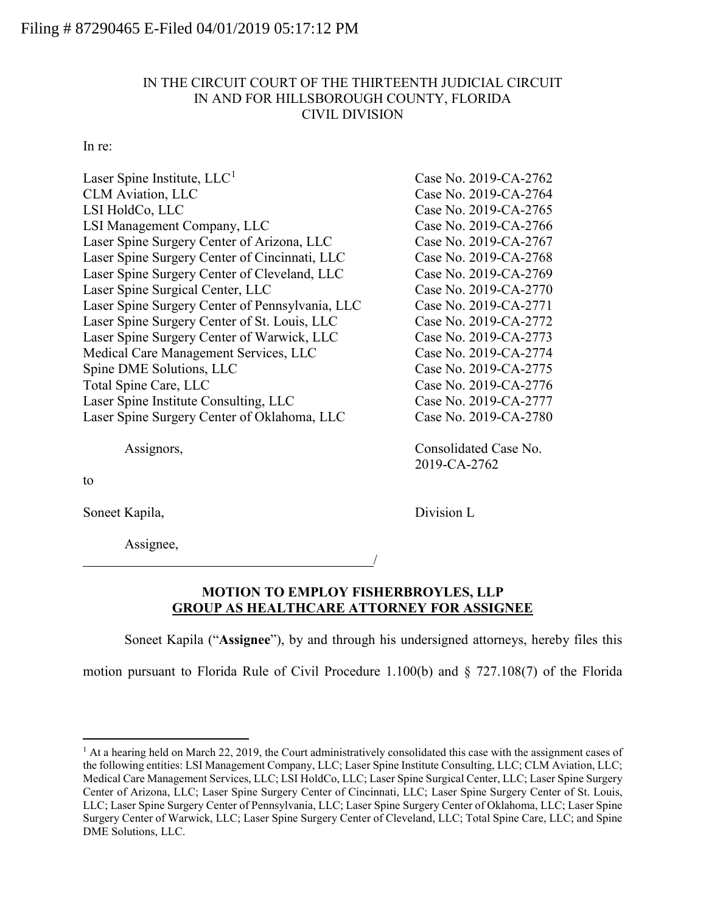Filing # 87290465 E-Filed 04/01/2019 05:17:12 PM

IN THE CIRCUIT COURT OF THE THIRTEENTH JUDICIAL CIRCUIT
IN AND FOR HILLSBOROUGH COUNTY, FLORIDA
CIVIL DIVISION

In re:

| | |
|---|---|
| Laser Spine Institute, LLC[1] | Case No. 2019-CA-2762 |
| CLM Aviation, LLC | Case No. 2019-CA-2764 |
| LSI HoldCo, LLC | Case No. 2019-CA-2765 |
| LSI Management Company, LLC | Case No. 2019-CA-2766 |
| Laser Spine Surgery Center of Arizona, LLC | Case No. 2019-CA-2767 |
| Laser Spine Surgery Center of Cincinnati, LLC | Case No. 2019-CA-2768 |
| Laser Spine Surgery Center of Cleveland, LLC | Case No. 2019-CA-2769 |
| Laser Spine Surgical Center, LLC | Case No. 2019-CA-2770 |
| Laser Spine Surgery Center of Pennsylvania, LLC | Case No. 2019-CA-2771 |
| Laser Spine Surgery Center of St. Louis, LLC | Case No. 2019-CA-2772 |
| Laser Spine Surgery Center of Warwick, LLC | Case No. 2019-CA-2773 |
| Medical Care Management Services, LLC | Case No. 2019-CA-2774 |
| Spine DME Solutions, LLC | Case No. 2019-CA-2775 |
| Total Spine Care, LLC | Case No. 2019-CA-2776 |
| Laser Spine Institute Consulting, LLC | Case No. 2019-CA-2777 |
| Laser Spine Surgery Center of Oklahoma, LLC | Case No. 2019-CA-2780 |

Assignors, Consolidated Case No. 2019-CA-2762

to

Soneet Kapila, Division L

Assignee,
_______________________________________/

## MOTION TO EMPLOY FISHERBROYLES, LLP GROUP AS HEALTHCARE ATTORNEY FOR ASSIGNEE

Soneet Kapila ("**Assignee**"), by and through his undersigned attorneys, hereby files this motion pursuant to Florida Rule of Civil Procedure 1.100(b) and § 727.108(7) of the Florida

---

[1] At a hearing held on March 22, 2019, the Court administratively consolidated this case with the assignment cases of the following entities: LSI Management Company, LLC; Laser Spine Institute Consulting, LLC; CLM Aviation, LLC; Medical Care Management Services, LLC; LSI HoldCo, LLC; Laser Spine Surgical Center, LLC; Laser Spine Surgery Center of Arizona, LLC; Laser Spine Surgery Center of Cincinnati, LLC; Laser Spine Surgery Center of St. Louis, LLC; Laser Spine Surgery Center of Pennsylvania, LLC; Laser Spine Surgery Center of Oklahoma, LLC; Laser Spine Surgery Center of Warwick, LLC; Laser Spine Surgery Center of Cleveland, LLC; Total Spine Care, LLC; and Spine DME Solutions, LLC.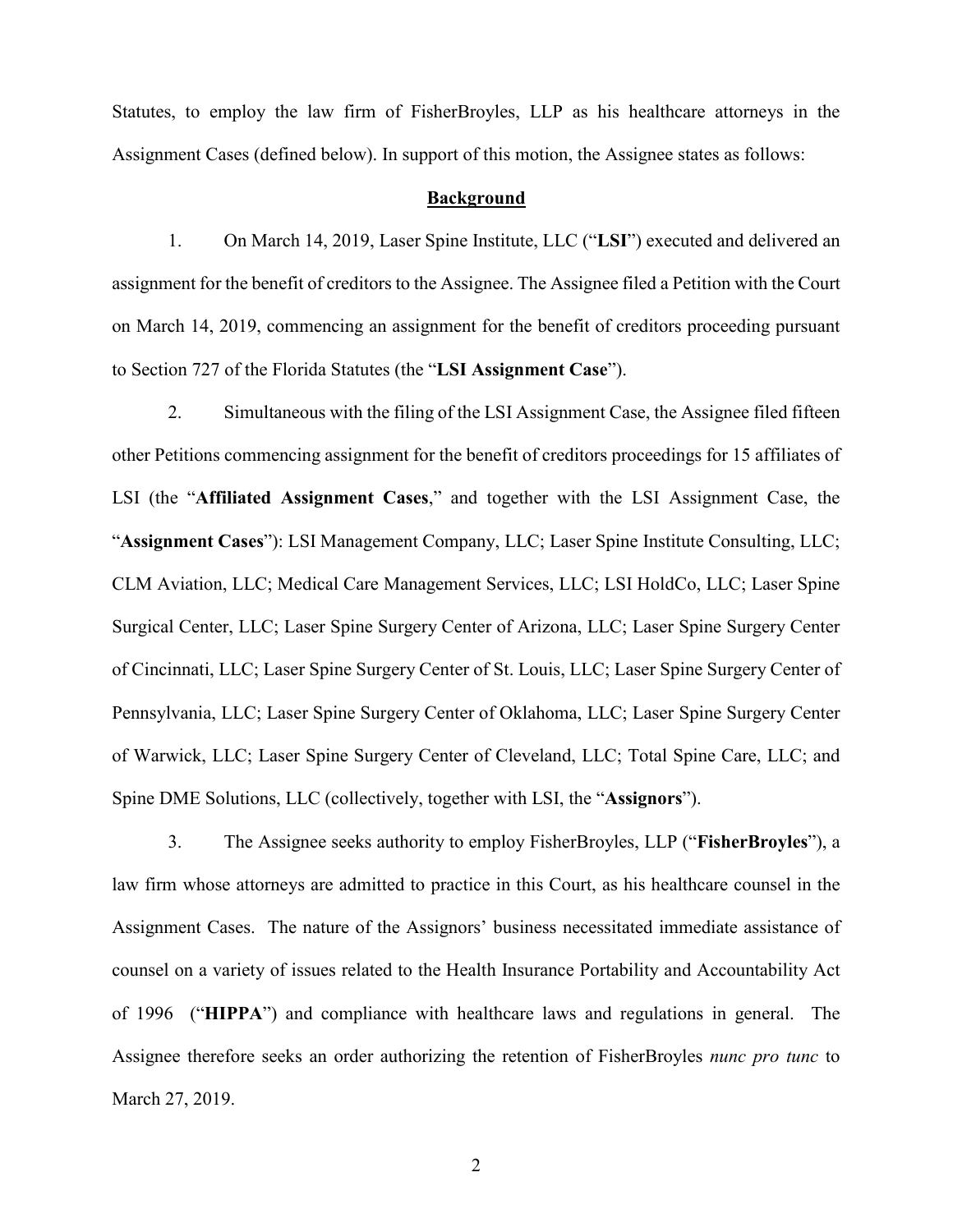Statutes, to employ the law firm of FisherBroyles, LLP as his healthcare attorneys in the Assignment Cases (defined below). In support of this motion, the Assignee states as follows:

## **Background**

1. On March 14, 2019, Laser Spine Institute, LLC ("**LSI**") executed and delivered an assignment for the benefit of creditors to the Assignee. The Assignee filed a Petition with the Court on March 14, 2019, commencing an assignment for the benefit of creditors proceeding pursuant to Section 727 of the Florida Statutes (the "**LSI Assignment Case**").

2. Simultaneous with the filing of the LSI Assignment Case, the Assignee filed fifteen other Petitions commencing assignment for the benefit of creditors proceedings for 15 affiliates of LSI (the "**Affiliated Assignment Cases**," and together with the LSI Assignment Case, the "**Assignment Cases**"): LSI Management Company, LLC; Laser Spine Institute Consulting, LLC; CLM Aviation, LLC; Medical Care Management Services, LLC; LSI HoldCo, LLC; Laser Spine Surgical Center, LLC; Laser Spine Surgery Center of Arizona, LLC; Laser Spine Surgery Center of Cincinnati, LLC; Laser Spine Surgery Center of St. Louis, LLC; Laser Spine Surgery Center of Pennsylvania, LLC; Laser Spine Surgery Center of Oklahoma, LLC; Laser Spine Surgery Center of Warwick, LLC; Laser Spine Surgery Center of Cleveland, LLC; Total Spine Care, LLC; and Spine DME Solutions, LLC (collectively, together with LSI, the "**Assignors**").

3. The Assignee seeks authority to employ FisherBroyles, LLP ("**FisherBroyles**"), a law firm whose attorneys are admitted to practice in this Court, as his healthcare counsel in the Assignment Cases. The nature of the Assignors' business necessitated immediate assistance of counsel on a variety of issues related to the Health Insurance Portability and Accountability Act of 1996 ("**HIPPA**") and compliance with healthcare laws and regulations in general. The Assignee therefore seeks an order authorizing the retention of FisherBroyles *nunc pro tunc* to March 27, 2019.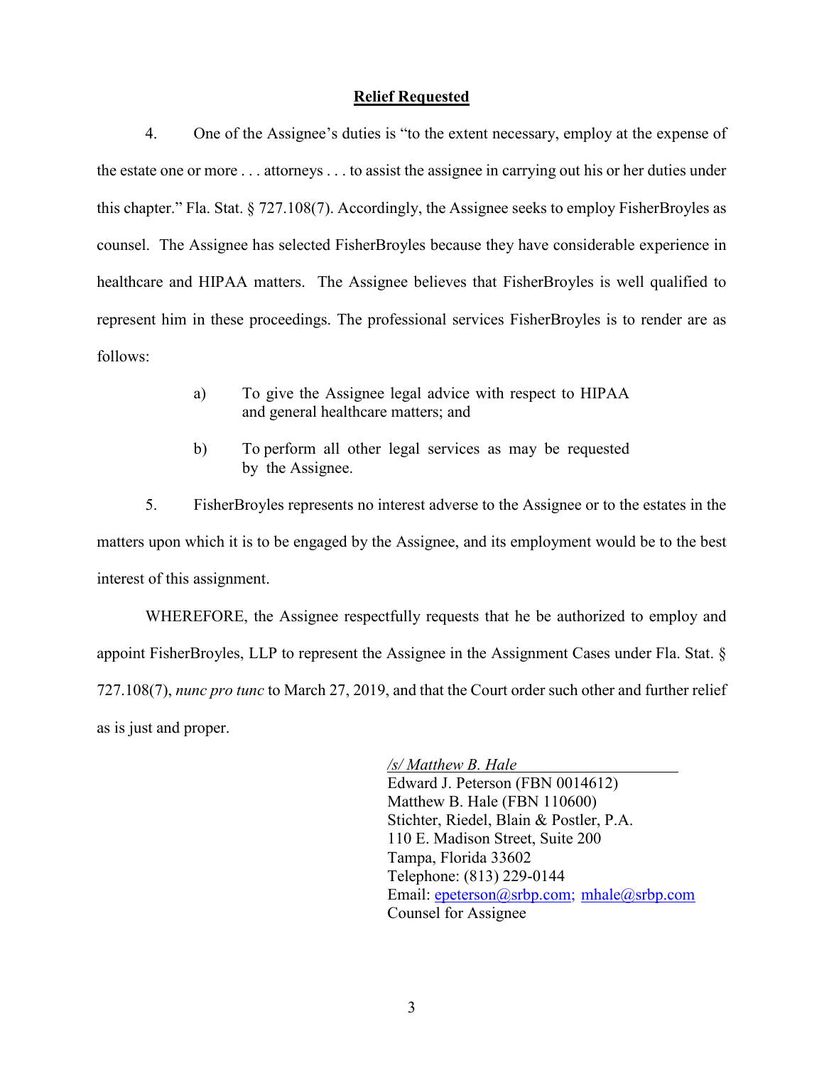## **Relief Requested**

4. One of the Assignee's duties is "to the extent necessary, employ at the expense of the estate one or more . . . attorneys . . . to assist the assignee in carrying out his or her duties under this chapter." Fla. Stat. § 727.108(7). Accordingly, the Assignee seeks to employ FisherBroyles as counsel. The Assignee has selected FisherBroyles because they have considerable experience in healthcare and HIPAA matters. The Assignee believes that FisherBroyles is well qualified to represent him in these proceedings. The professional services FisherBroyles is to render are as follows:

   a) To give the Assignee legal advice with respect to HIPAA and general healthcare matters; and

   b) To perform all other legal services as may be requested by the Assignee.

5. FisherBroyles represents no interest adverse to the Assignee or to the estates in the matters upon which it is to be engaged by the Assignee, and its employment would be to the best interest of this assignment.

WHEREFORE, the Assignee respectfully requests that he be authorized to employ and appoint FisherBroyles, LLP to represent the Assignee in the Assignment Cases under Fla. Stat. § 727.108(7), *nunc pro tunc* to March 27, 2019, and that the Court order such other and further relief as is just and proper.

*/s/ Matthew B. Hale*
Edward J. Peterson (FBN 0014612)
Matthew B. Hale (FBN 110600)
Stichter, Riedel, Blain & Postler, P.A.
110 E. Madison Street, Suite 200
Tampa, Florida 33602
Telephone: (813) 229-0144
Email: epeterson@srbp.com; mhale@srbp.com
Counsel for Assignee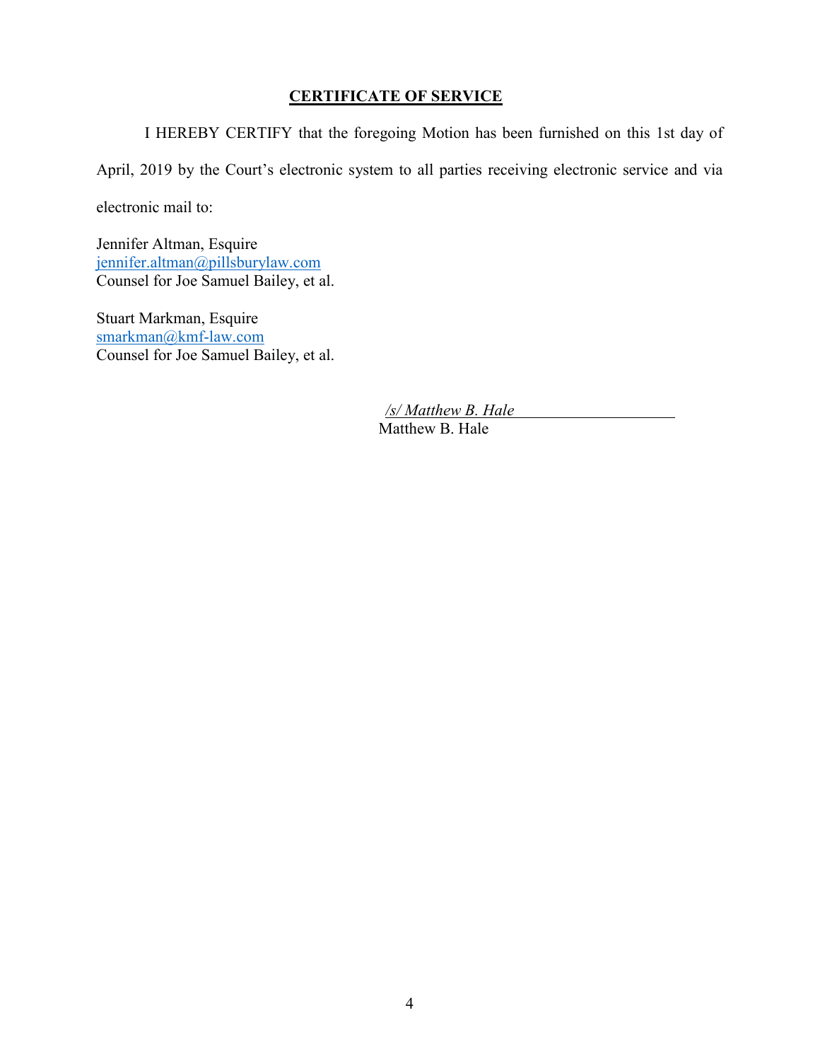**CERTIFICATE OF SERVICE**

I HEREBY CERTIFY that the foregoing Motion has been furnished on this 1st day of April, 2019 by the Court's electronic system to all parties receiving electronic service and via electronic mail to:

Jennifer Altman, Esquire
jennifer.altman@pillsburylaw.com
Counsel for Joe Samuel Bailey, et al.

Stuart Markman, Esquire
smarkman@kmf-law.com
Counsel for Joe Samuel Bailey, et al.

*/s/ Matthew B. Hale*
Matthew B. Hale